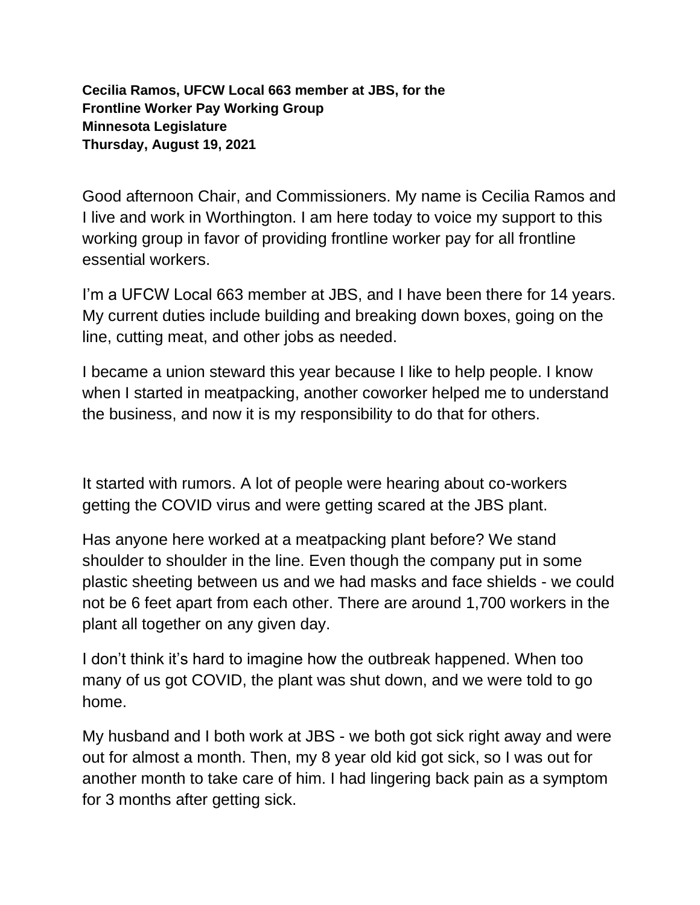**Cecilia Ramos, UFCW Local 663 member at JBS, for the**
**Frontline Worker Pay Working Group**
**Minnesota Legislature**
**Thursday, August 19, 2021**

Good afternoon Chair, and Commissioners. My name is Cecilia Ramos and I live and work in Worthington. I am here today to voice my support to this working group in favor of providing frontline worker pay for all frontline essential workers.

I'm a UFCW Local 663 member at JBS, and I have been there for 14 years. My current duties include building and breaking down boxes, going on the line, cutting meat, and other jobs as needed.

I became a union steward this year because I like to help people. I know when I started in meatpacking, another coworker helped me to understand the business, and now it is my responsibility to do that for others.

It started with rumors. A lot of people were hearing about co-workers getting the COVID virus and were getting scared at the JBS plant.

Has anyone here worked at a meatpacking plant before? We stand shoulder to shoulder in the line. Even though the company put in some plastic sheeting between us and we had masks and face shields - we could not be 6 feet apart from each other. There are around 1,700 workers in the plant all together on any given day.

I don't think it's hard to imagine how the outbreak happened. When too many of us got COVID, the plant was shut down, and we were told to go home.

My husband and I both work at JBS - we both got sick right away and were out for almost a month. Then, my 8 year old kid got sick, so I was out for another month to take care of him. I had lingering back pain as a symptom for 3 months after getting sick.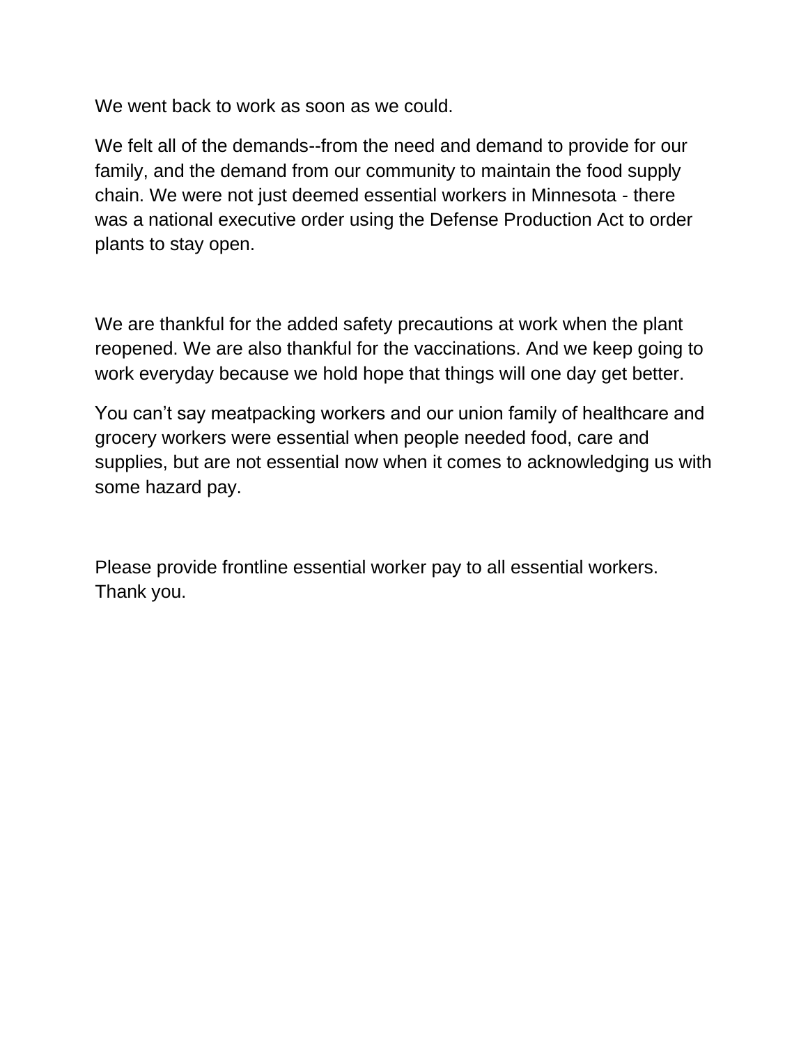We went back to work as soon as we could.

We felt all of the demands--from the need and demand to provide for our family, and the demand from our community to maintain the food supply chain. We were not just deemed essential workers in Minnesota - there was a national executive order using the Defense Production Act to order plants to stay open.

We are thankful for the added safety precautions at work when the plant reopened. We are also thankful for the vaccinations. And we keep going to work everyday because we hold hope that things will one day get better.

You can't say meatpacking workers and our union family of healthcare and grocery workers were essential when people needed food, care and supplies, but are not essential now when it comes to acknowledging us with some hazard pay.

Please provide frontline essential worker pay to all essential workers.
Thank you.